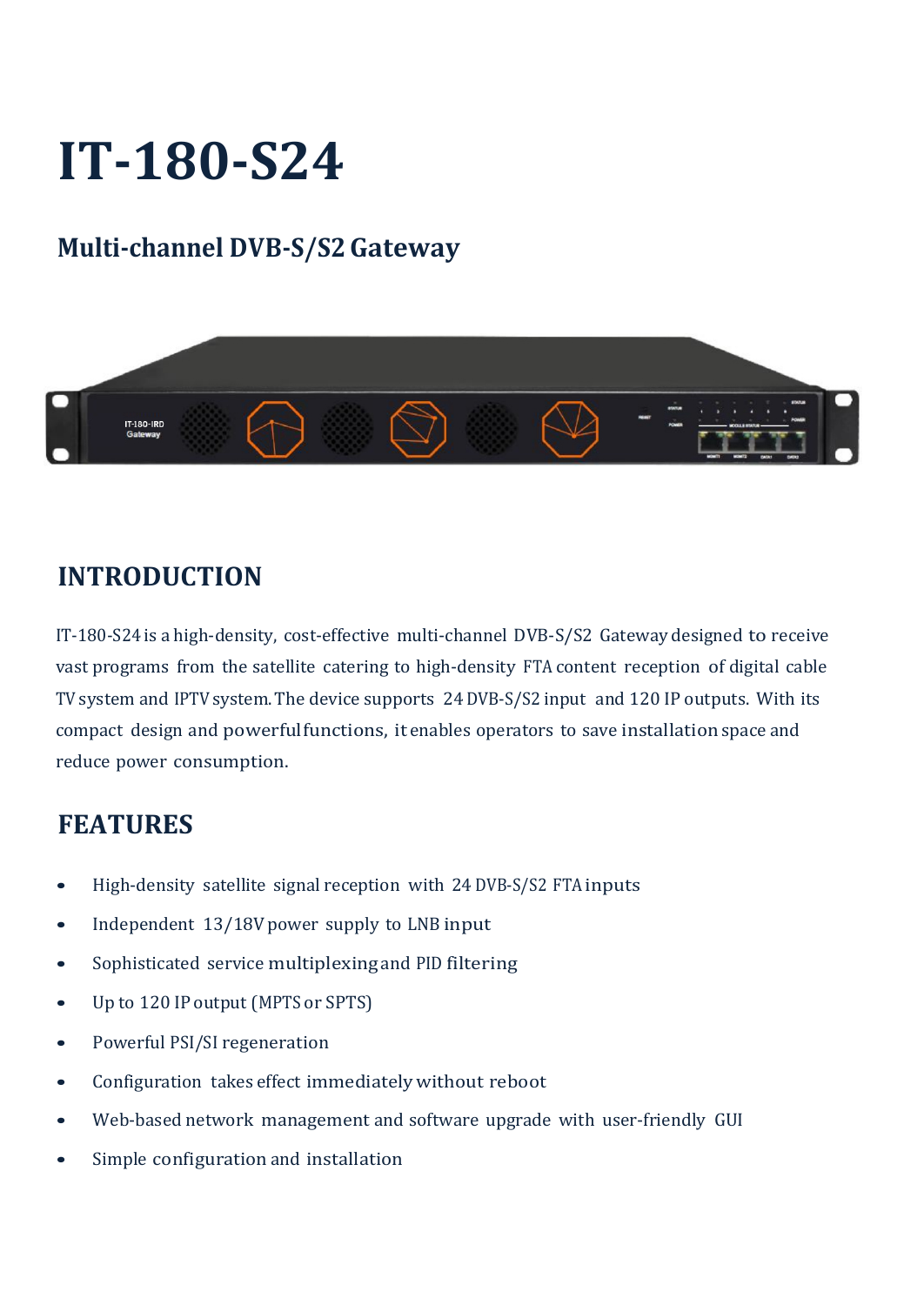# IT-180-S24

## Multi-channel DVB-S/S2 Gateway

## INTRODUCTION

IT-180-S24 is a high-density, cost-effective multi-channel DVB-S/S2 Gateway designed to receive vast programs from the satellite catering to high-density FTA content reception of digital cable TV system and IPTV system. The device supports 24 DVB-S/S2 input and 120 IP outputs. With its compact design and powerful functions, it enables operators to save installation space and reduce power consumption.

## FEATURES

- High-density satellite signal reception with 24 DVB-S/S2 FTA inputs
- Independent 13/18V power supply to LNB input
- Sophisticated service multiplexing and PID filtering
- Up to 120 IP output (MPTS or SPTS)
- Powerful PSI/SI regeneration
- Configuration takes effect immediately without reboot
- Web-based network management and software upgrade with user-friendly GUI
- Simple configuration and installation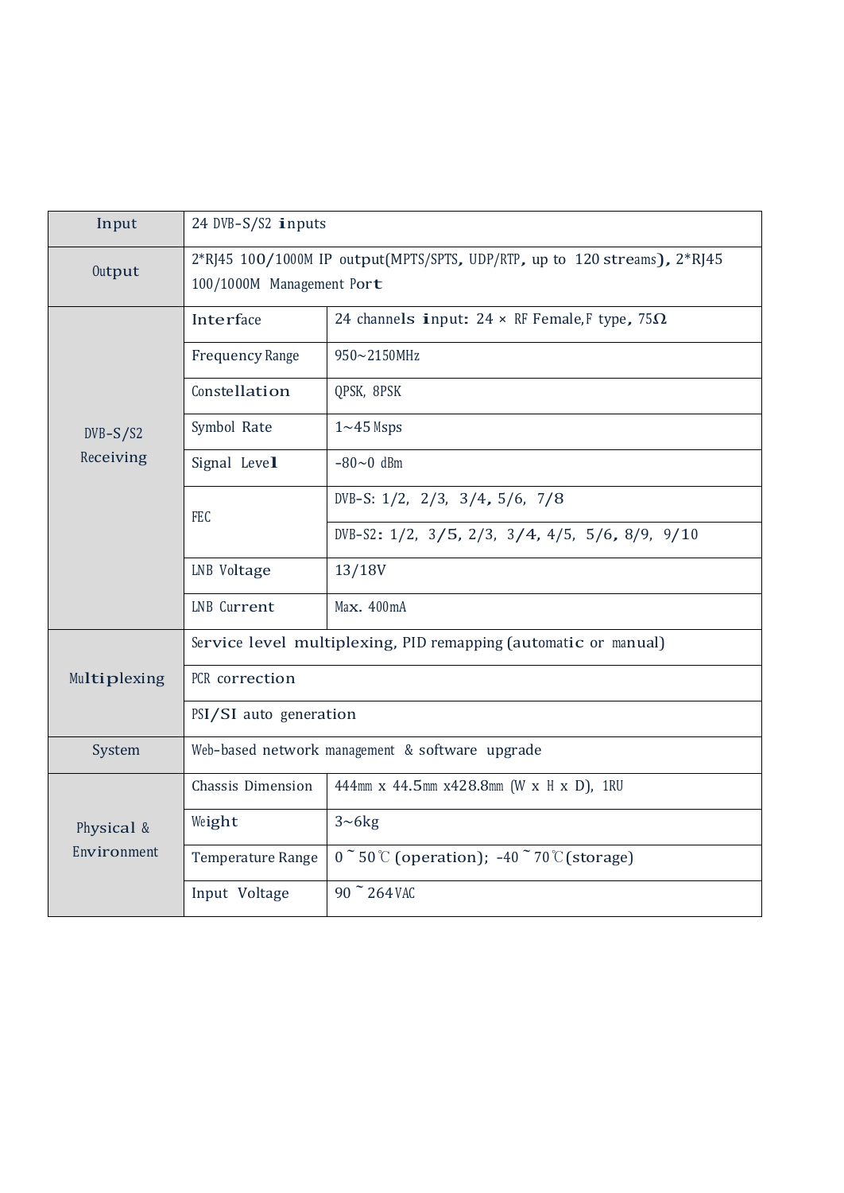| | | |
|---|---|---|
| Input | 24 DVB-S/S2 inputs | |
| Output | 2*RJ45 100/1000M IP output(MPTS/SPTS, UDP/RTP, up to 120 streams), 2*RJ45 100/1000M Management Port | |
| DVB-S/S2 Receiving | Interface | 24 channels input: 24 × RF Female,F type, 75Ω |
| | Frequency Range | 950~2150MHz |
| | Constellation | QPSK, 8PSK |
| | Symbol Rate | 1~45 Msps |
| | Signal Level | -80~0 dBm |
| | FEC | DVB-S: 1/2, 2/3, 3/4, 5/6, 7/8 |
| | | DVB-S2: 1/2, 3/5, 2/3, 3/4, 4/5, 5/6, 8/9, 9/10 |
| | LNB Voltage | 13/18V |
| | LNB Current | Max. 400mA |
| Multiplexing | Service level multiplexing, PID remapping (automatic or manual) | |
| | PCR correction | |
| | PSI/SI auto generation | |
| System | Web-based network management & software upgrade | |
| Physical & Environment | Chassis Dimension | 444mm x 44.5mm x428.8mm (W x H x D), 1RU |
| | Weight | 3~6kg |
| | Temperature Range | 0 ~ 50℃ (operation); -40 ~ 70℃(storage) |
| | Input Voltage | 90 ~ 264VAC |